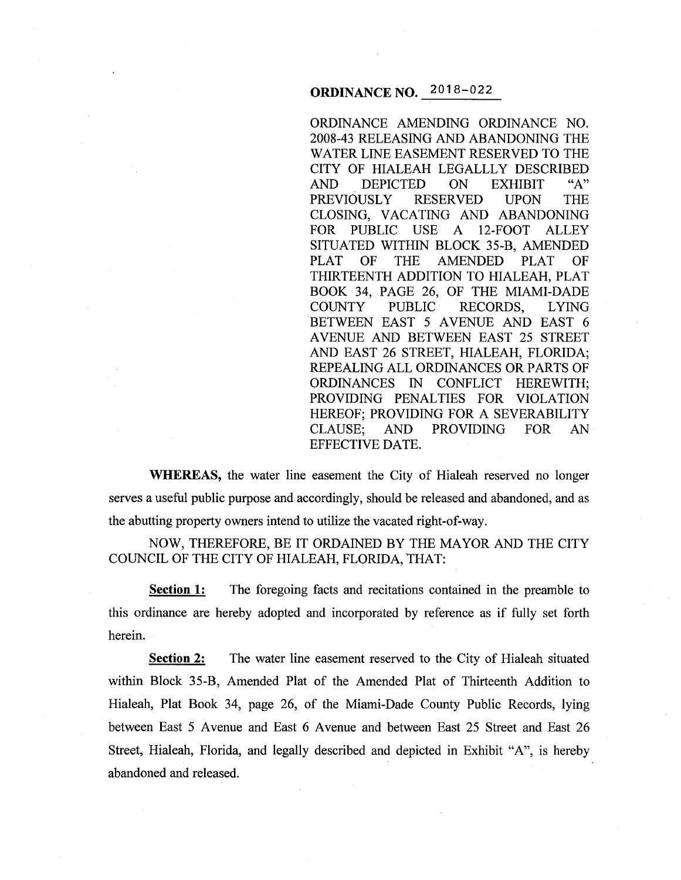# ORDINANCE NO. 2018-022

ORDINANCE AMENDING ORDINANCE NO. 2008-43 RELEASING AND ABANDONING THE WATER LINE EASEMENT RESERVED TO THE CITY OF HIALEAH LEGALLLY DESCRIBED AND DEPICTED ON EXHIBIT "A" PREVIOUSLY RESERVED UPON THE CLOSING, VACATING AND ABANDONING FOR PUBLIC USE A 12-FOOT ALLEY SITUATED WITHIN BLOCK 35-B, AMENDED PLAT OF THE AMENDED PLAT OF THIRTEENTH ADDITION TO HIALEAH, PLAT BOOK 34, PAGE 26, OF THE MIAMI-DADE COUNTY PUBLIC RECORDS, LYING BETWEEN EAST 5 AVENUE AND EAST 6 AVENUE AND BETWEEN EAST 25 STREET AND EAST 26 STREET, HIALEAH, FLORIDA; REPEALING ALL ORDINANCES OR PARTS OF ORDINANCES IN CONFLICT HEREWITH; PROVIDING PENALTIES FOR VIOLATION HEREOF; PROVIDING FOR A SEVERABILITY CLAUSE; AND PROVIDING FOR AN EFFECTIVE DATE.

**WHEREAS,** the water line easement the City of Hialeah reserved no longer serves a useful public purpose and accordingly, should be released and abandoned, and as the abutting property owners intend to utilize the vacated right-of-way.

NOW, THEREFORE, BE IT ORDAINED BY THE MAYOR AND THE CITY COUNCIL OF THE CITY OF HIALEAH, FLORIDA, THAT:

**Section 1:** The foregoing facts and recitations contained in the preamble to this ordinance are hereby adopted and incorporated by reference as if fully set forth herein.

**Section 2:** The water line easement reserved to the City of Hialeah situated within Block 35-B, Amended Plat of the Amended Plat of Thirteenth Addition to Hialeah, Plat Book 34, page 26, of the Miami-Dade County Public Records, lying between East 5 Avenue and East 6 Avenue and between East 25 Street and East 26 Street, Hialeah, Florida, and legally described and depicted in Exhibit "A", is hereby abandoned and released.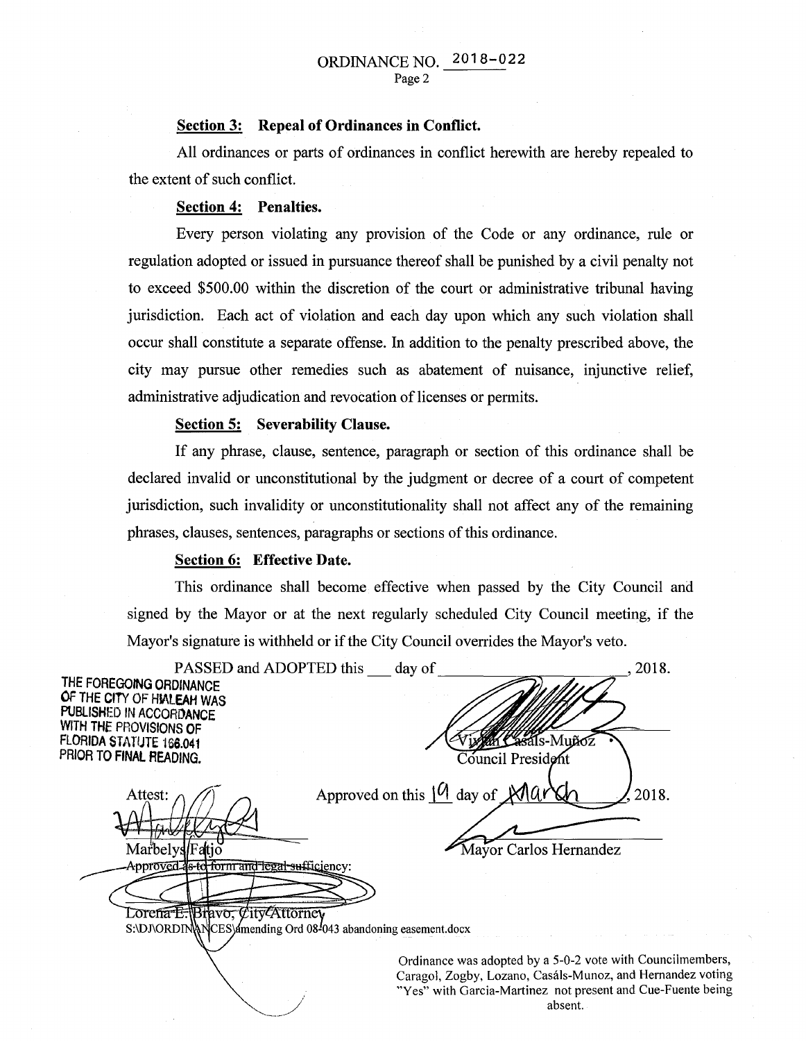ORDINANCE NO. 2018-022

**Section 3: Repeal of Ordinances in Conflict.**

All ordinances or parts of ordinances in conflict herewith are hereby repealed to the extent of such conflict.

**Section 4: Penalties.**

Every person violating any provision of the Code or any ordinance, rule or regulation adopted or issued in pursuance thereof shall be punished by a civil penalty not to exceed $500.00 within the discretion of the court or administrative tribunal having jurisdiction. Each act of violation and each day upon which any such violation shall occur shall constitute a separate offense. In addition to the penalty prescribed above, the city may pursue other remedies such as abatement of nuisance, injunctive relief, administrative adjudication and revocation of licenses or permits.

**Section 5: Severability Clause.**

If any phrase, clause, sentence, paragraph or section of this ordinance shall be declared invalid or unconstitutional by the judgment or decree of a court of competent jurisdiction, such invalidity or unconstitutionality shall not affect any of the remaining phrases, clauses, sentences, paragraphs or sections of this ordinance.

**Section 6: Effective Date.**

This ordinance shall become effective when passed by the City Council and signed by the Mayor or at the next regularly scheduled City Council meeting, if the Mayor's signature is withheld or if the City Council overrides the Mayor's veto.

PASSED and ADOPTED this ___ day of ____________________, 2018.

THE FOREGOING ORDINANCE OF THE CITY OF HIALEAH WAS PUBLISHED IN ACCORDANCE WITH THE PROVISIONS OF FLORIDA STATUTE 166.041 PRIOR TO FINAL READING.

Vivian Casáls-Muñoz
Council President

Attest:

Marbelys Fatjo

Approved on this 19 day of March, 2018.

Mayor Carlos Hernandez

Approved as to form and legal sufficiency:

Lorena E. Bravo, City Attorney

S:\DJ\ORDINANCES\amending Ord 08-043 abandoning easement.docx

Ordinance was adopted by a 5-0-2 vote with Councilmembers, Caragol, Zogby, Lozano, Casáls-Munoz, and Hernandez voting "Yes" with Garcia-Martinez not present and Cue-Fuente being absent.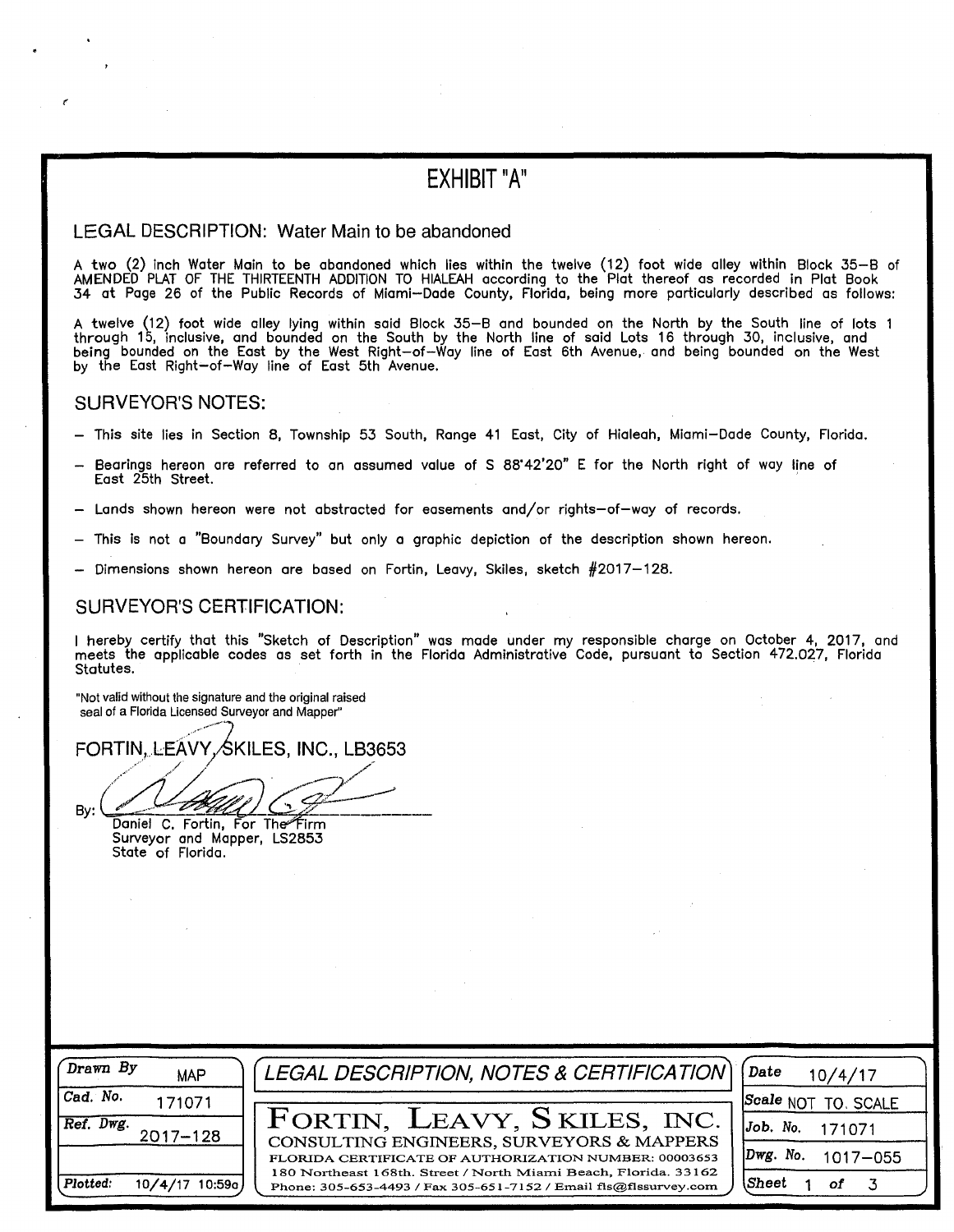# EXHIBIT "A"

## LEGAL DESCRIPTION: Water Main to be abandoned

A two (2) inch Water Main to be abandoned which lies within the twelve (12) foot wide alley within Block 35–B of AMENDED PLAT OF THE THIRTEENTH ADDITION TO HIALEAH according to the Plat thereof as recorded in Plat Book 34 at Page 26 of the Public Records of Miami–Dade County, Florida, being more particularly described as follows:

A twelve (12) foot wide alley lying within said Block 35–B and bounded on the North by the South line of lots 1 through 15, inclusive, and bounded on the South by the North line of said Lots 16 through 30, inclusive, and being bounded on the East by the West Right–of–Way line of East 6th Avenue, and being bounded on the West by the East Right–of–Way line of East 5th Avenue.

## SURVEYOR'S NOTES:

- This site lies in Section 8, Township 53 South, Range 41 East, City of Hialeah, Miami–Dade County, Florida.
- Bearings hereon are referred to an assumed value of S 88°42'20" E for the North right of way line of East 25th Street.
- Lands shown hereon were not abstracted for easements and/or rights–of–way of records.
- This is not a "Boundary Survey" but only a graphic depiction of the description shown hereon.
- Dimensions shown hereon are based on Fortin, Leavy, Skiles, sketch #2017–128.

## SURVEYOR'S CERTIFICATION:

I hereby certify that this "Sketch of Description" was made under my responsible charge on October 4, 2017, and meets the applicable codes as set forth in the Florida Administrative Code, pursuant to Section 472.027, Florida Statutes.

"Not valid without the signature and the original raised seal of a Florida Licensed Surveyor and Mapper"

FORTIN, LEAVY, SKILES, INC., LB3653

By: Daniel C. Fortin, For The Firm
Surveyor and Mapper, LS2853
State of Florida.

| Drawn By: MAP | **LEGAL DESCRIPTION, NOTES & CERTIFICATION** | Date: 10/4/17 |
|---|---|---|
| Cad. No. 171071 | FORTIN, LEAVY, SKILES, INC. | Scale: NOT TO SCALE |
| Ref. Dwg. 2017–128 | CONSULTING ENGINEERS, SURVEYORS & MAPPERS | Job. No. 171071 |
| | FLORIDA CERTIFICATE OF AUTHORIZATION NUMBER: 00003653<br>180 Northeast 168th. Street / North Miami Beach, Florida. 33162 | Dwg. No. 1017–055 |
| Plotted: 10/4/17 10:59a | Phone: 305-653-4493 / Fax 305-651-7152 / Email fls@flssurvey.com | Sheet 1 of 3 |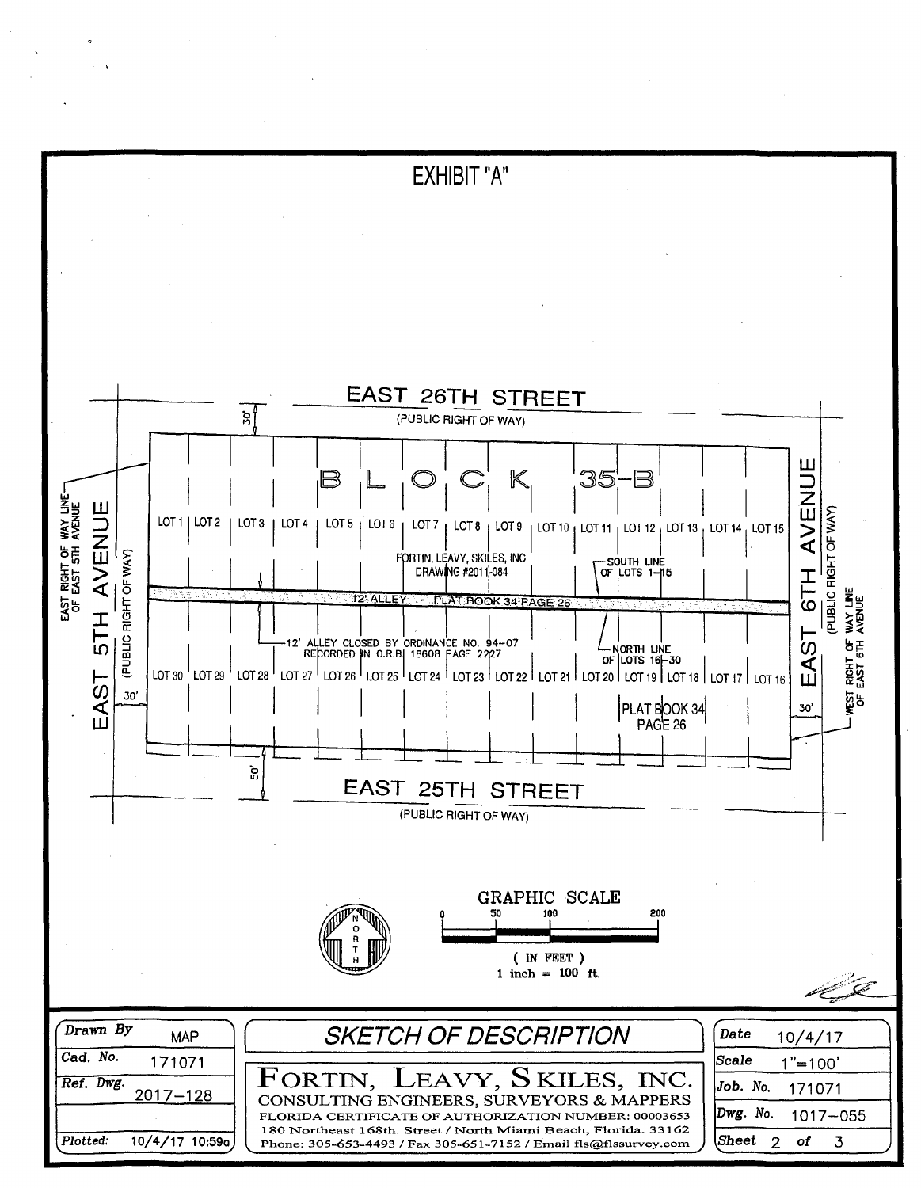# EXHIBIT "A"

EAST 26TH STREET
(PUBLIC RIGHT OF WAY)

30'

BLOCK 35-B

LOT 1 | LOT 2 | LOT 3 | LOT 4 | LOT 5 | LOT 6 | LOT 7 | LOT 8 | LOT 9 | LOT 10 | LOT 11 | LOT 12 | LOT 13 | LOT 14 | LOT 15

FORTIN, LEAVY, SKILES, INC.
DRAWING #2011-084

SOUTH LINE OF LOTS 1-15

12' ALLEY PLAT BOOK 34 PAGE 26

12' ALLEY CLOSED BY ORDINANCE NO. 94-07 RECORDED IN O.R.B. 18608 PAGE 2227

NORTH LINE OF LOTS 16-30

LOT 30 | LOT 29 | LOT 28 | LOT 27 | LOT 26 | LOT 25 | LOT 24 | LOT 23 | LOT 22 | LOT 21 | LOT 20 | LOT 19 | LOT 18 | LOT 17 | LOT 16

PLAT BOOK 34 PAGE 26

EAST RIGHT OF WAY LINE OF EAST 5TH AVENUE

EAST 5TH AVENUE
(PUBLIC RIGHT OF WAY)

30'

EAST 6TH AVENUE
(PUBLIC RIGHT OF WAY)

WEST RIGHT OF WAY LINE OF EAST 6TH AVENUE

30'

50'

EAST 25TH STREET
(PUBLIC RIGHT OF WAY)

NORTH

GRAPHIC SCALE
0 50 100 200
( IN FEET )
1 inch = 100 ft.

| | | |
|---|---|---|
| Drawn By: MAP | **SKETCH OF DESCRIPTION** | Date: 10/4/17 |
| Cad. No.: 171071 | FORTIN, LEAVY, SKILES, INC. | Scale: 1"=100' |
| Ref. Dwg.: 2017-128 | CONSULTING ENGINEERS, SURVEYORS & MAPPERS | Job. No.: 171071 |
| | FLORIDA CERTIFICATE OF AUTHORIZATION NUMBER: 00003653<br>180 Northeast 168th. Street / North Miami Beach, Florida. 33162 | Dwg. No.: 1017-055 |
| Plotted: 10/4/17 10:59a | Phone: 305-653-4493 / Fax 305-651-7152 / Email fls@flssurvey.com | Sheet 2 of 3 |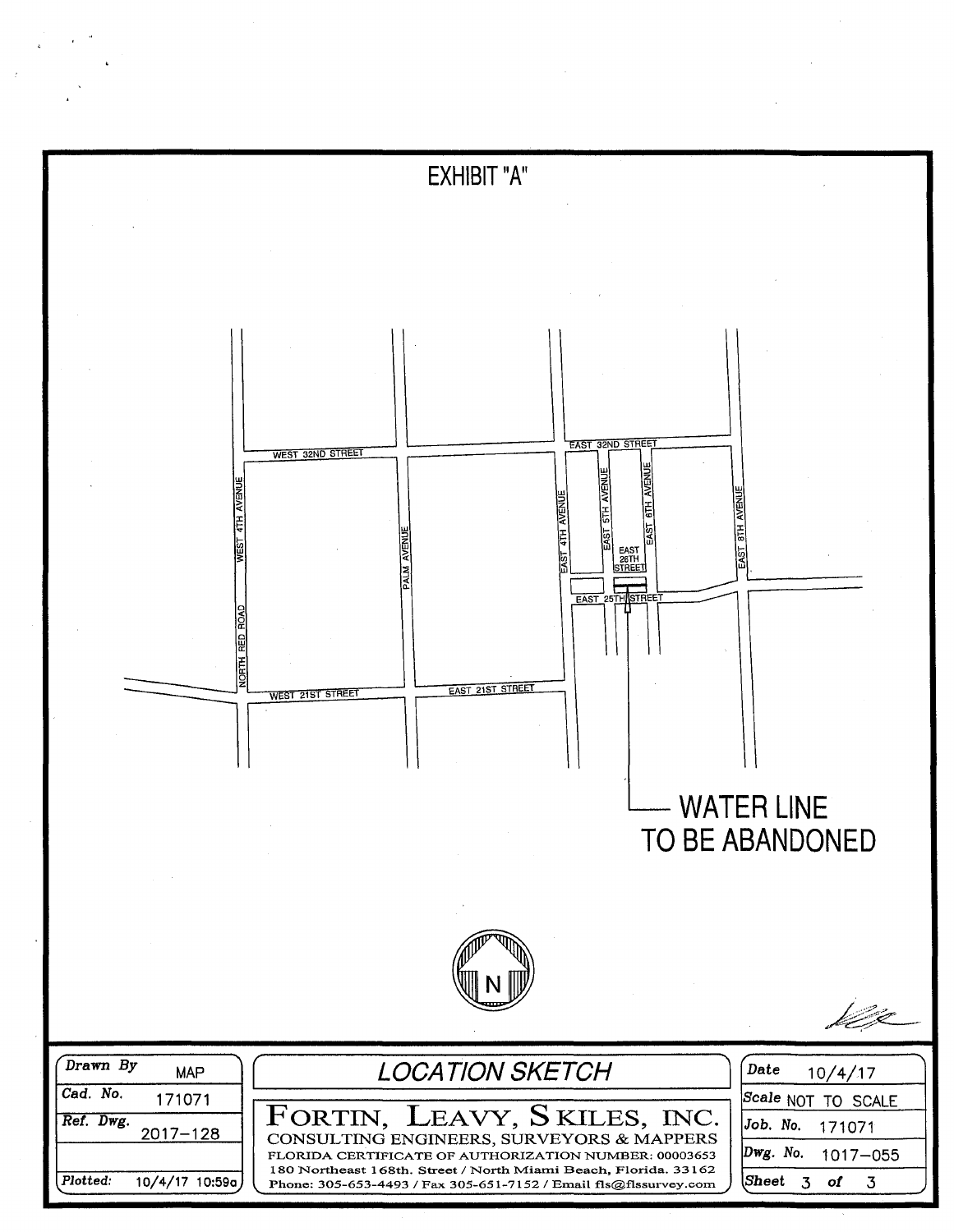# EXHIBIT "A"

WEST 32ND STREET

EAST 32ND STREET

WEST 4TH AVENUE

NORTH RED ROAD

PALM AVENUE

EAST 4TH AVENUE

EAST 5TH AVENUE

EAST 6TH AVENUE

EAST 8TH AVENUE

EAST 26TH STREET

EAST 25TH STREET

WEST 21ST STREET

EAST 21ST STREET

WATER LINE TO BE ABANDONED

N

| | | |
|---|---|---|
| Drawn By: MAP | LOCATION SKETCH | Date: 10/4/17 |
| Cad. No.: 171071 | FORTIN, LEAVY, SKILES, INC. | Scale: NOT TO SCALE |
| Ref. Dwg.: 2017-128 | CONSULTING ENGINEERS, SURVEYORS & MAPPERS | Job. No.: 171071 |
| | FLORIDA CERTIFICATE OF AUTHORIZATION NUMBER: 00003653<br>180 Northeast 168th. Street / North Miami Beach, Florida. 33162 | Dwg. No.: 1017-055 |
| Plotted: 10/4/17 10:59a | Phone: 305-653-4493 / Fax 305-651-7152 / Email fls@flssurvey.com | Sheet 3 of 3 |